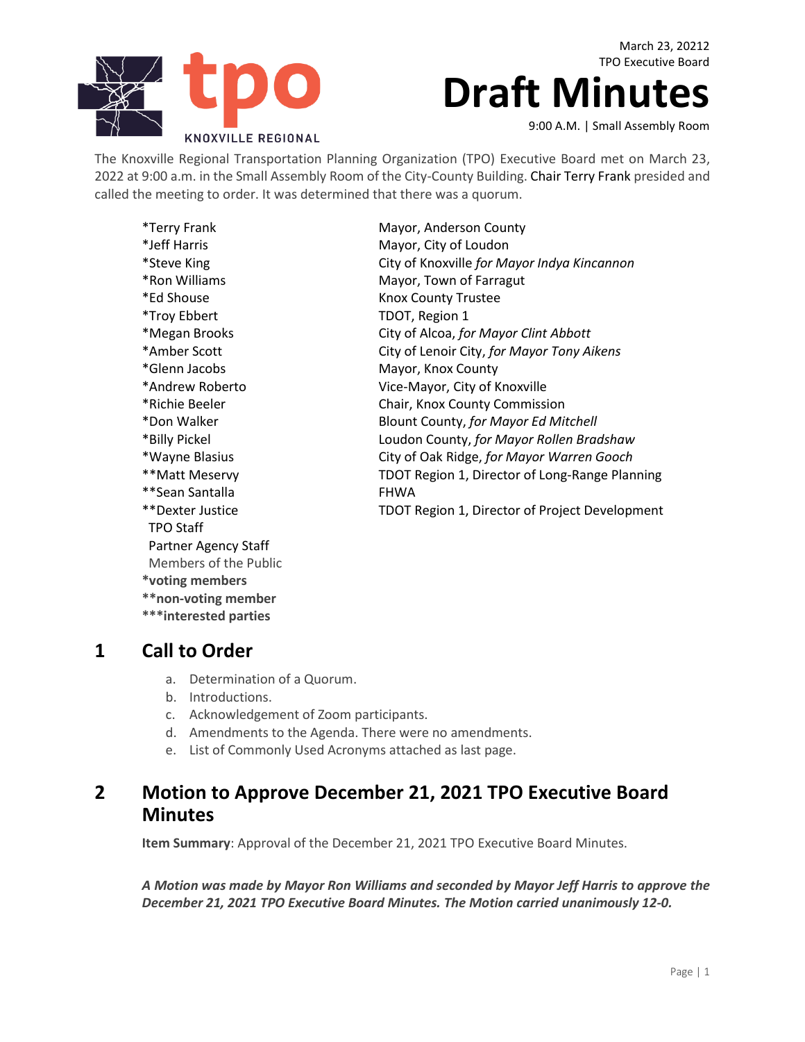March 23, 20212
TPO Executive Board

# Draft Minutes

9:00 A.M. | Small Assembly Room

KNOXVILLE REGIONAL tpo

The Knoxville Regional Transportation Planning Organization (TPO) Executive Board met on March 23, 2022 at 9:00 a.m. in the Small Assembly Room of the City-County Building. Chair Terry Frank presided and called the meeting to order. It was determined that there was a quorum.

| | |
|---|---|
| *Terry Frank | Mayor, Anderson County |
| *Jeff Harris | Mayor, City of Loudon |
| *Steve King | City of Knoxville *for Mayor Indya Kincannon* |
| *Ron Williams | Mayor, Town of Farragut |
| *Ed Shouse | Knox County Trustee |
| *Troy Ebbert | TDOT, Region 1 |
| *Megan Brooks | City of Alcoa, *for Mayor Clint Abbott* |
| *Amber Scott | City of Lenoir City, *for Mayor Tony Aikens* |
| *Glenn Jacobs | Mayor, Knox County |
| *Andrew Roberto | Vice-Mayor, City of Knoxville |
| *Richie Beeler | Chair, Knox County Commission |
| *Don Walker | Blount County, *for Mayor Ed Mitchell* |
| *Billy Pickel | Loudon County, *for Mayor Rollen Bradshaw* |
| *Wayne Blasius | City of Oak Ridge, *for Mayor Warren Gooch* |
| **Matt Meservy | TDOT Region 1, Director of Long-Range Planning |
| **Sean Santalla | FHWA |
| **Dexter Justice | TDOT Region 1, Director of Project Development |
| TPO Staff | |
| Partner Agency Staff | |
| Members of the Public | |

**\*voting members**
**\*\*non-voting member**
**\*\*\*interested parties**

## 1 Call to Order

a. Determination of a Quorum.
b. Introductions.
c. Acknowledgement of Zoom participants.
d. Amendments to the Agenda. There were no amendments.
e. List of Commonly Used Acronyms attached as last page.

## 2 Motion to Approve December 21, 2021 TPO Executive Board Minutes

**Item Summary**: Approval of the December 21, 2021 TPO Executive Board Minutes.

***A Motion was made by Mayor Ron Williams and seconded by Mayor Jeff Harris to approve the December 21, 2021 TPO Executive Board Minutes. The Motion carried unanimously 12-0.***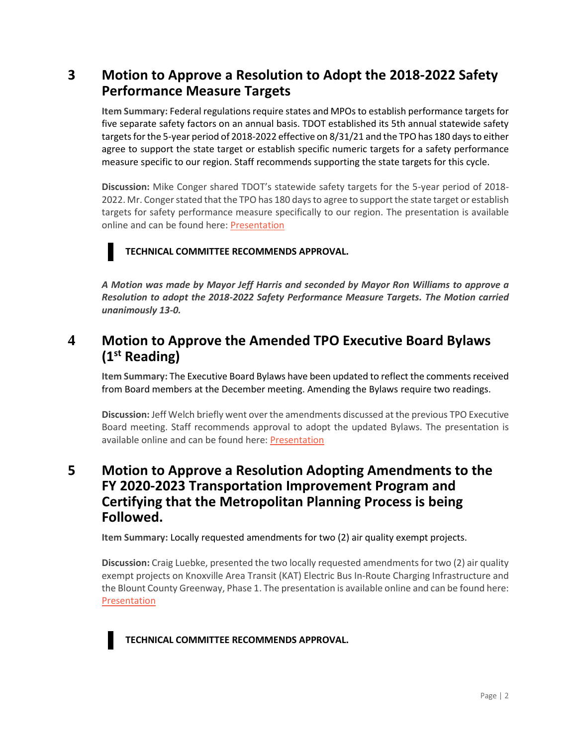## 3 Motion to Approve a Resolution to Adopt the 2018-2022 Safety Performance Measure Targets

**Item Summary:** Federal regulations require states and MPOs to establish performance targets for five separate safety factors on an annual basis. TDOT established its 5th annual statewide safety targets for the 5-year period of 2018-2022 effective on 8/31/21 and the TPO has 180 days to either agree to support the state target or establish specific numeric targets for a safety performance measure specific to our region. Staff recommends supporting the state targets for this cycle.

**Discussion:** Mike Conger shared TDOT's statewide safety targets for the 5-year period of 2018-2022. Mr. Conger stated that the TPO has 180 days to agree to support the state target or establish targets for safety performance measure specifically to our region. The presentation is available online and can be found here: [Presentation]

**TECHNICAL COMMITTEE RECOMMENDS APPROVAL.**

***A Motion was made by Mayor Jeff Harris and seconded by Mayor Ron Williams to approve a Resolution to adopt the 2018-2022 Safety Performance Measure Targets. The Motion carried unanimously 13-0.***

## 4 Motion to Approve the Amended TPO Executive Board Bylaws (1st Reading)

**Item Summary:** The Executive Board Bylaws have been updated to reflect the comments received from Board members at the December meeting. Amending the Bylaws require two readings.

**Discussion:** Jeff Welch briefly went over the amendments discussed at the previous TPO Executive Board meeting. Staff recommends approval to adopt the updated Bylaws. The presentation is available online and can be found here: [Presentation]

## 5 Motion to Approve a Resolution Adopting Amendments to the FY 2020-2023 Transportation Improvement Program and Certifying that the Metropolitan Planning Process is being Followed.

**Item Summary:** Locally requested amendments for two (2) air quality exempt projects.

**Discussion:** Craig Luebke, presented the two locally requested amendments for two (2) air quality exempt projects on Knoxville Area Transit (KAT) Electric Bus In-Route Charging Infrastructure and the Blount County Greenway, Phase 1. The presentation is available online and can be found here: [Presentation]

**TECHNICAL COMMITTEE RECOMMENDS APPROVAL.**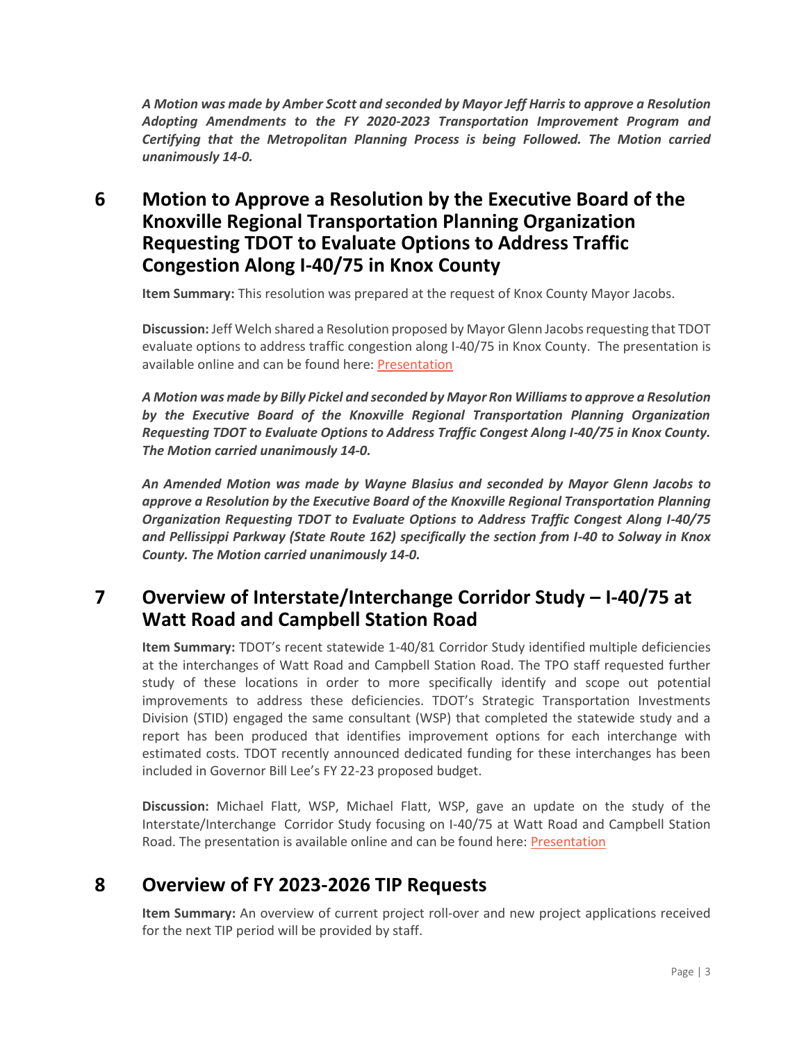*A Motion was made by Amber Scott and seconded by Mayor Jeff Harris to approve a Resolution Adopting Amendments to the FY 2020-2023 Transportation Improvement Program and Certifying that the Metropolitan Planning Process is being Followed. The Motion carried unanimously 14-0.*

## 6 Motion to Approve a Resolution by the Executive Board of the Knoxville Regional Transportation Planning Organization Requesting TDOT to Evaluate Options to Address Traffic Congestion Along I-40/75 in Knox County

**Item Summary:** This resolution was prepared at the request of Knox County Mayor Jacobs.

**Discussion:** Jeff Welch shared a Resolution proposed by Mayor Glenn Jacobs requesting that TDOT evaluate options to address traffic congestion along I-40/75 in Knox County. The presentation is available online and can be found here: Presentation

***A Motion was made by Billy Pickel and seconded by Mayor Ron Williams to approve a Resolution by the Executive Board of the Knoxville Regional Transportation Planning Organization Requesting TDOT to Evaluate Options to Address Traffic Congest Along I-40/75 in Knox County. The Motion carried unanimously 14-0.***

***An Amended Motion was made by Wayne Blasius and seconded by Mayor Glenn Jacobs to approve a Resolution by the Executive Board of the Knoxville Regional Transportation Planning Organization Requesting TDOT to Evaluate Options to Address Traffic Congest Along I-40/75 and Pellissippi Parkway (State Route 162) specifically the section from I-40 to Solway in Knox County. The Motion carried unanimously 14-0.***

## 7 Overview of Interstate/Interchange Corridor Study – I-40/75 at Watt Road and Campbell Station Road

**Item Summary:** TDOT's recent statewide 1-40/81 Corridor Study identified multiple deficiencies at the interchanges of Watt Road and Campbell Station Road. The TPO staff requested further study of these locations in order to more specifically identify and scope out potential improvements to address these deficiencies. TDOT's Strategic Transportation Investments Division (STID) engaged the same consultant (WSP) that completed the statewide study and a report has been produced that identifies improvement options for each interchange with estimated costs. TDOT recently announced dedicated funding for these interchanges has been included in Governor Bill Lee's FY 22-23 proposed budget.

**Discussion:** Michael Flatt, WSP, Michael Flatt, WSP, gave an update on the study of the Interstate/Interchange Corridor Study focusing on I-40/75 at Watt Road and Campbell Station Road. The presentation is available online and can be found here: Presentation

## 8 Overview of FY 2023-2026 TIP Requests

**Item Summary:** An overview of current project roll-over and new project applications received for the next TIP period will be provided by staff.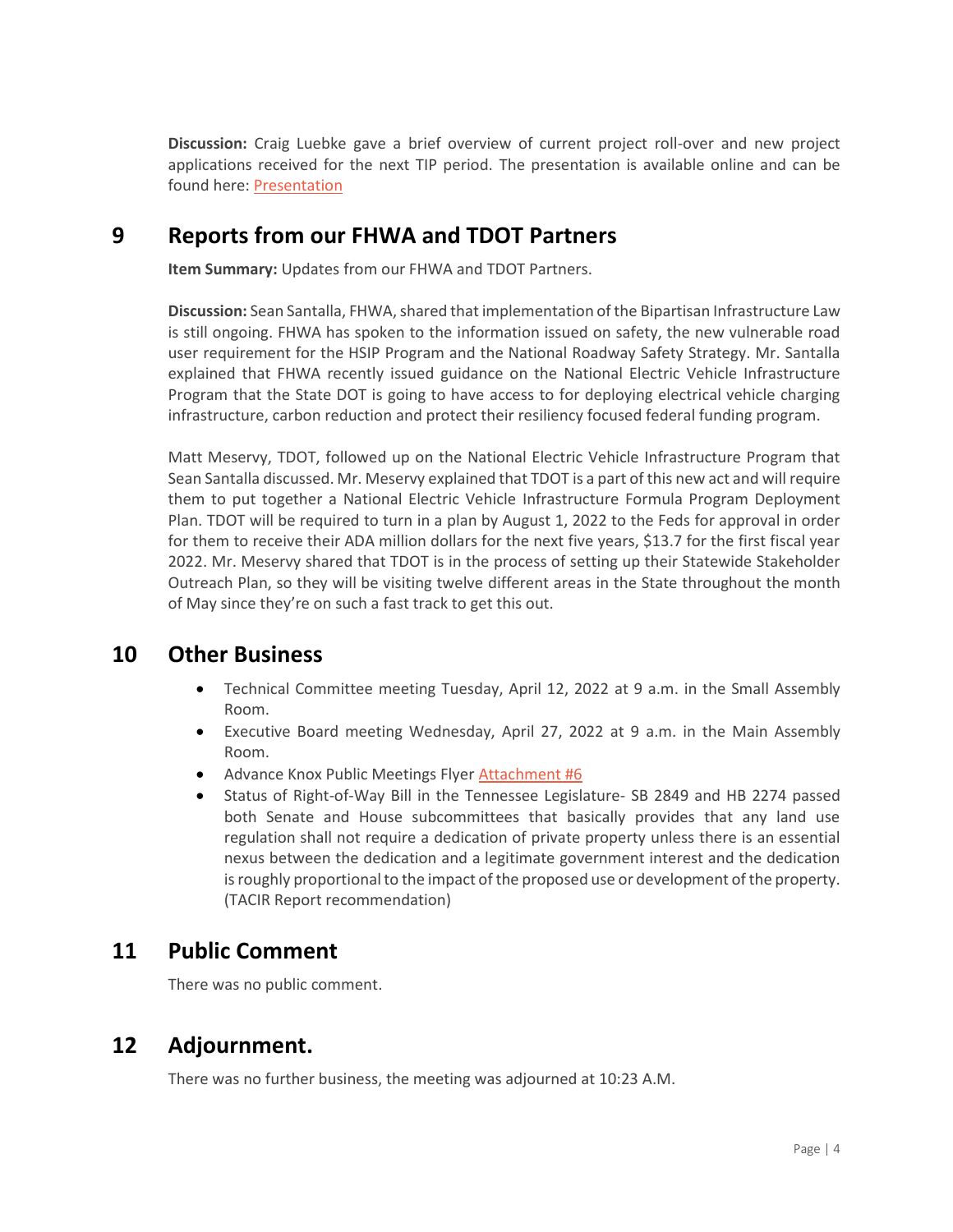**Discussion:** Craig Luebke gave a brief overview of current project roll-over and new project applications received for the next TIP period. The presentation is available online and can be found here: Presentation

## 9 Reports from our FHWA and TDOT Partners

**Item Summary:** Updates from our FHWA and TDOT Partners.

**Discussion:** Sean Santalla, FHWA, shared that implementation of the Bipartisan Infrastructure Law is still ongoing. FHWA has spoken to the information issued on safety, the new vulnerable road user requirement for the HSIP Program and the National Roadway Safety Strategy. Mr. Santalla explained that FHWA recently issued guidance on the National Electric Vehicle Infrastructure Program that the State DOT is going to have access to for deploying electrical vehicle charging infrastructure, carbon reduction and protect their resiliency focused federal funding program.

Matt Meservy, TDOT, followed up on the National Electric Vehicle Infrastructure Program that Sean Santalla discussed. Mr. Meservy explained that TDOT is a part of this new act and will require them to put together a National Electric Vehicle Infrastructure Formula Program Deployment Plan. TDOT will be required to turn in a plan by August 1, 2022 to the Feds for approval in order for them to receive their ADA million dollars for the next five years, $13.7 for the first fiscal year 2022. Mr. Meservy shared that TDOT is in the process of setting up their Statewide Stakeholder Outreach Plan, so they will be visiting twelve different areas in the State throughout the month of May since they're on such a fast track to get this out.

## 10 Other Business

- Technical Committee meeting Tuesday, April 12, 2022 at 9 a.m. in the Small Assembly Room.
- Executive Board meeting Wednesday, April 27, 2022 at 9 a.m. in the Main Assembly Room.
- Advance Knox Public Meetings Flyer Attachment #6
- Status of Right-of-Way Bill in the Tennessee Legislature- SB 2849 and HB 2274 passed both Senate and House subcommittees that basically provides that any land use regulation shall not require a dedication of private property unless there is an essential nexus between the dedication and a legitimate government interest and the dedication is roughly proportional to the impact of the proposed use or development of the property. (TACIR Report recommendation)

## 11 Public Comment

There was no public comment.

## 12 Adjournment.

There was no further business, the meeting was adjourned at 10:23 A.M.